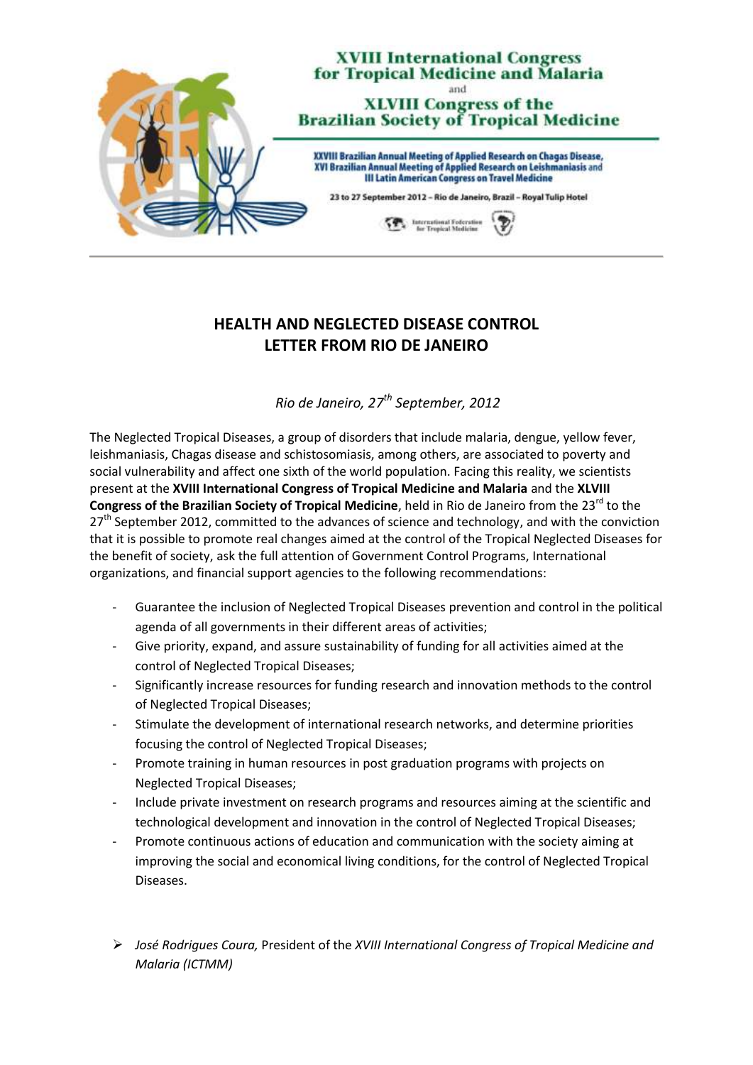**XVIII International Congress for Tropical Medicine and Malaria**

and

**XLVIII Congress of the Brazilian Society of Tropical Medicine**

XXVIII Brazilian Annual Meeting of Applied Research on Chagas Disease, XVI Brazilian Annual Meeting of Applied Research on Leishmaniasis and III Latin American Congress on Travel Medicine

23 to 27 September 2012 – Rio de Janeiro, Brazil – Royal Tulip Hotel

International Federation for Tropical Medicine

# HEALTH AND NEGLECTED DISEASE CONTROL
# LETTER FROM RIO DE JANEIRO

*Rio de Janeiro, 27th September, 2012*

The Neglected Tropical Diseases, a group of disorders that include malaria, dengue, yellow fever, leishmaniasis, Chagas disease and schistosomiasis, among others, are associated to poverty and social vulnerability and affect one sixth of the world population. Facing this reality, we scientists present at the **XVIII International Congress of Tropical Medicine and Malaria** and the **XLVIII Congress of the Brazilian Society of Tropical Medicine**, held in Rio de Janeiro from the 23rd to the 27th September 2012, committed to the advances of science and technology, and with the conviction that it is possible to promote real changes aimed at the control of the Tropical Neglected Diseases for the benefit of society, ask the full attention of Government Control Programs, International organizations, and financial support agencies to the following recommendations:

- Guarantee the inclusion of Neglected Tropical Diseases prevention and control in the political agenda of all governments in their different areas of activities;
- Give priority, expand, and assure sustainability of funding for all activities aimed at the control of Neglected Tropical Diseases;
- Significantly increase resources for funding research and innovation methods to the control of Neglected Tropical Diseases;
- Stimulate the development of international research networks, and determine priorities focusing the control of Neglected Tropical Diseases;
- Promote training in human resources in post graduation programs with projects on Neglected Tropical Diseases;
- Include private investment on research programs and resources aiming at the scientific and technological development and innovation in the control of Neglected Tropical Diseases;
- Promote continuous actions of education and communication with the society aiming at improving the social and economical living conditions, for the control of Neglected Tropical Diseases.

- *José Rodrigues Coura,* President of the *XVIII International Congress of Tropical Medicine and Malaria (ICTMM)*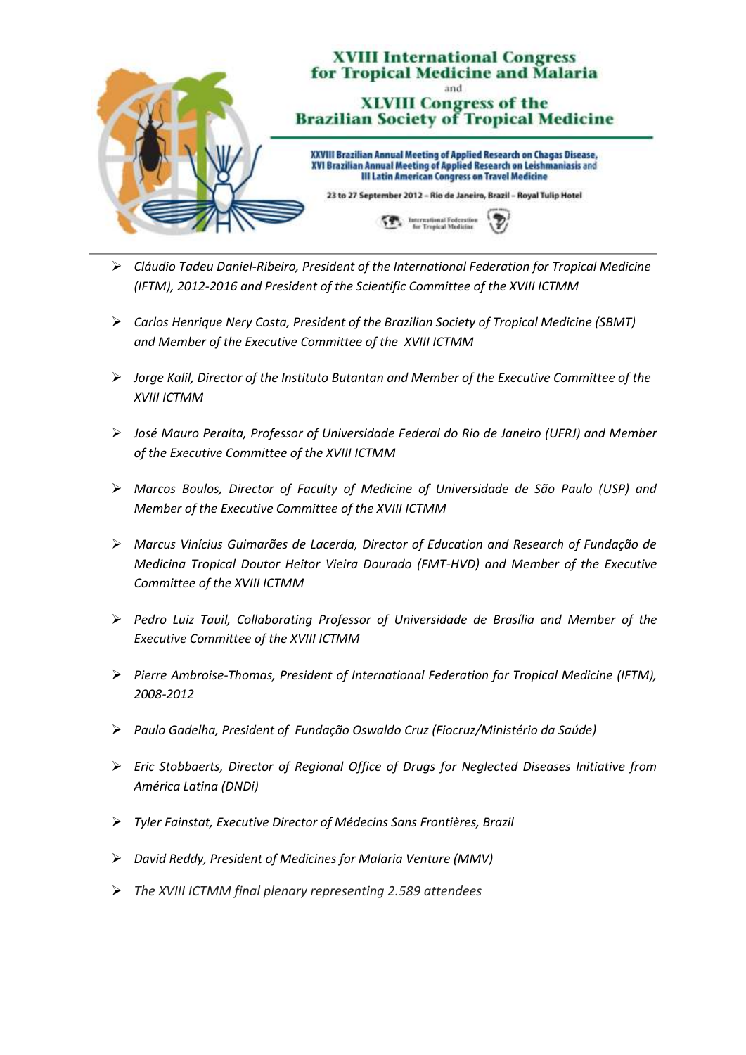- *Cláudio Tadeu Daniel-Ribeiro, President of the International Federation for Tropical Medicine (IFTM), 2012-2016 and President of the Scientific Committee of the XVIII ICTMM*
- *Carlos Henrique Nery Costa, President of the Brazilian Society of Tropical Medicine (SBMT) and Member of the Executive Committee of the XVIII ICTMM*
- *Jorge Kalil, Director of the Instituto Butantan and Member of the Executive Committee of the XVIII ICTMM*
- *José Mauro Peralta, Professor of Universidade Federal do Rio de Janeiro (UFRJ) and Member of the Executive Committee of the XVIII ICTMM*
- *Marcos Boulos, Director of Faculty of Medicine of Universidade de São Paulo (USP) and Member of the Executive Committee of the XVIII ICTMM*
- *Marcus Vinícius Guimarães de Lacerda, Director of Education and Research of Fundação de Medicina Tropical Doutor Heitor Vieira Dourado (FMT-HVD) and Member of the Executive Committee of the XVIII ICTMM*
- *Pedro Luiz Tauil, Collaborating Professor of Universidade de Brasília and Member of the Executive Committee of the XVIII ICTMM*
- *Pierre Ambroise-Thomas, President of International Federation for Tropical Medicine (IFTM), 2008-2012*
- *Paulo Gadelha, President of Fundação Oswaldo Cruz (Fiocruz/Ministério da Saúde)*
- *Eric Stobbaerts, Director of Regional Office of Drugs for Neglected Diseases Initiative from América Latina (DNDi)*
- *Tyler Fainstat, Executive Director of Médecins Sans Frontières, Brazil*
- *David Reddy, President of Medicines for Malaria Venture (MMV)*
- *The XVIII ICTMM final plenary representing 2.589 attendees*